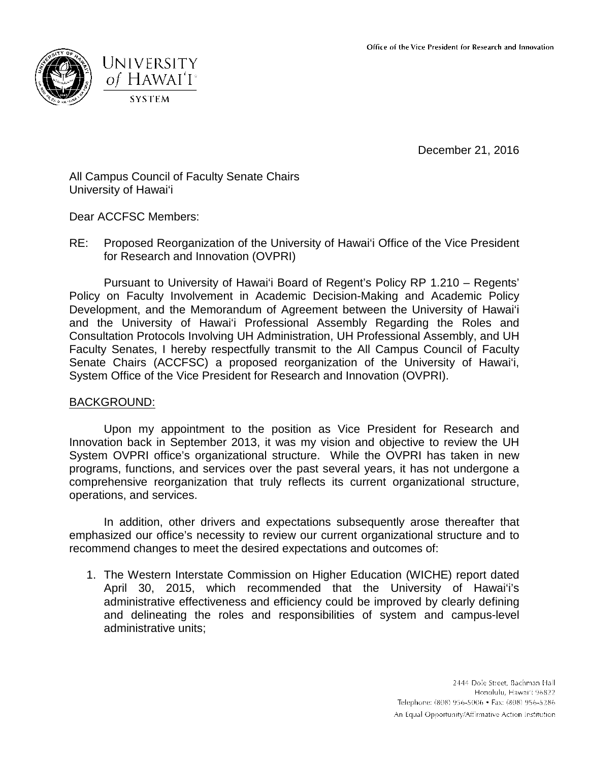Office of the Vice President for Research and Innovation

UNIVERSITY of HAWAIʻI SYSTEM

December 21, 2016

All Campus Council of Faculty Senate Chairs
University of Hawaiʻi

Dear ACCFSC Members:

RE: Proposed Reorganization of the University of Hawaiʻi Office of the Vice President for Research and Innovation (OVPRI)

Pursuant to University of Hawaiʻi Board of Regent's Policy RP 1.210 – Regents' Policy on Faculty Involvement in Academic Decision-Making and Academic Policy Development, and the Memorandum of Agreement between the University of Hawaiʻi and the University of Hawaiʻi Professional Assembly Regarding the Roles and Consultation Protocols Involving UH Administration, UH Professional Assembly, and UH Faculty Senates, I hereby respectfully transmit to the All Campus Council of Faculty Senate Chairs (ACCFSC) a proposed reorganization of the University of Hawaiʻi, System Office of the Vice President for Research and Innovation (OVPRI).

BACKGROUND:

Upon my appointment to the position as Vice President for Research and Innovation back in September 2013, it was my vision and objective to review the UH System OVPRI office's organizational structure. While the OVPRI has taken in new programs, functions, and services over the past several years, it has not undergone a comprehensive reorganization that truly reflects its current organizational structure, operations, and services.

In addition, other drivers and expectations subsequently arose thereafter that emphasized our office's necessity to review our current organizational structure and to recommend changes to meet the desired expectations and outcomes of:

1. The Western Interstate Commission on Higher Education (WICHE) report dated April 30, 2015, which recommended that the University of Hawaiʻi's administrative effectiveness and efficiency could be improved by clearly defining and delineating the roles and responsibilities of system and campus-level administrative units;

2444 Dole Street, Bachman Hall
Honolulu, Hawaiʻi 96822
Telephone: (808) 956-5006 • Fax: (808) 956-5286
An Equal Opportunity/Affirmative Action Institution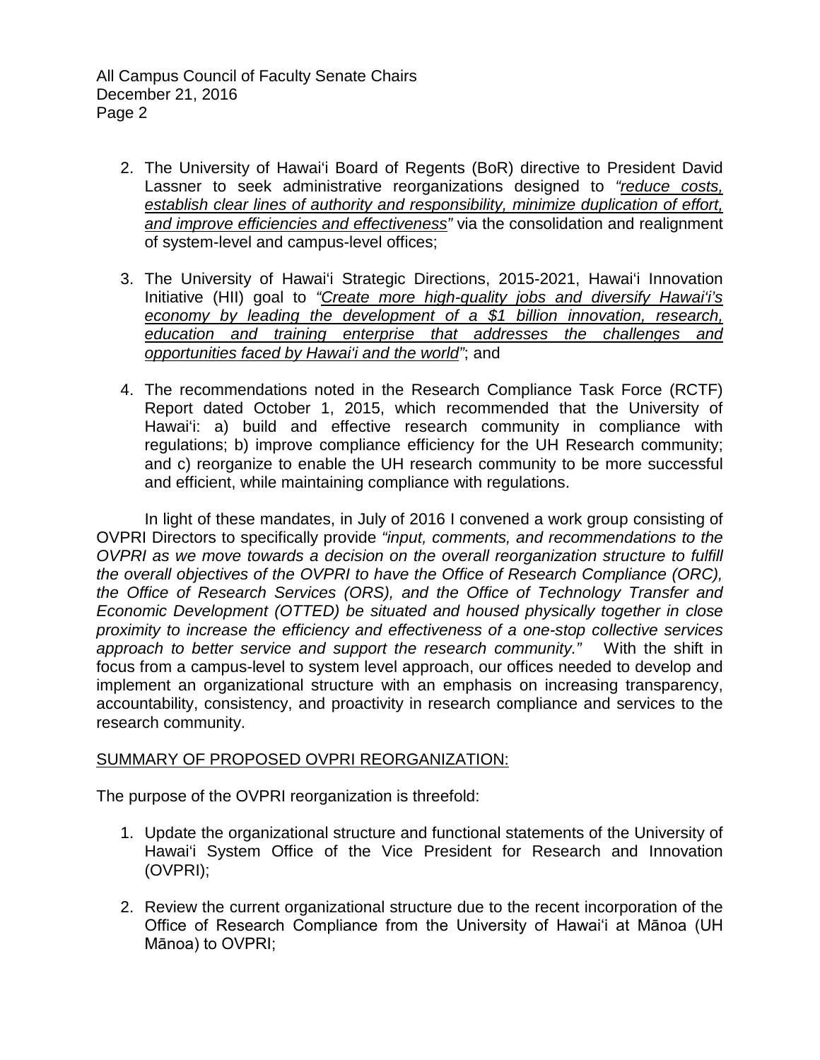2. The University of Hawaiʻi Board of Regents (BoR) directive to President David Lassner to seek administrative reorganizations designed to *"reduce costs, establish clear lines of authority and responsibility, minimize duplication of effort, and improve efficiencies and effectiveness"* via the consolidation and realignment of system-level and campus-level offices;

3. The University of Hawaiʻi Strategic Directions, 2015-2021, Hawaiʻi Innovation Initiative (HII) goal to *"Create more high-quality jobs and diversify Hawaiʻi's economy by leading the development of a $1 billion innovation, research, education and training enterprise that addresses the challenges and opportunities faced by Hawaiʻi and the world"*; and

4. The recommendations noted in the Research Compliance Task Force (RCTF) Report dated October 1, 2015, which recommended that the University of Hawaiʻi: a) build and effective research community in compliance with regulations; b) improve compliance efficiency for the UH Research community; and c) reorganize to enable the UH research community to be more successful and efficient, while maintaining compliance with regulations.

In light of these mandates, in July of 2016 I convened a work group consisting of OVPRI Directors to specifically provide *"input, comments, and recommendations to the OVPRI as we move towards a decision on the overall reorganization structure to fulfill the overall objectives of the OVPRI to have the Office of Research Compliance (ORC), the Office of Research Services (ORS), and the Office of Technology Transfer and Economic Development (OTTED) be situated and housed physically together in close proximity to increase the efficiency and effectiveness of a one-stop collective services approach to better service and support the research community."* With the shift in focus from a campus-level to system level approach, our offices needed to develop and implement an organizational structure with an emphasis on increasing transparency, accountability, consistency, and proactivity in research compliance and services to the research community.

SUMMARY OF PROPOSED OVPRI REORGANIZATION:

The purpose of the OVPRI reorganization is threefold:

1. Update the organizational structure and functional statements of the University of Hawaiʻi System Office of the Vice President for Research and Innovation (OVPRI);

2. Review the current organizational structure due to the recent incorporation of the Office of Research Compliance from the University of Hawaiʻi at Mānoa (UH Mānoa) to OVPRI;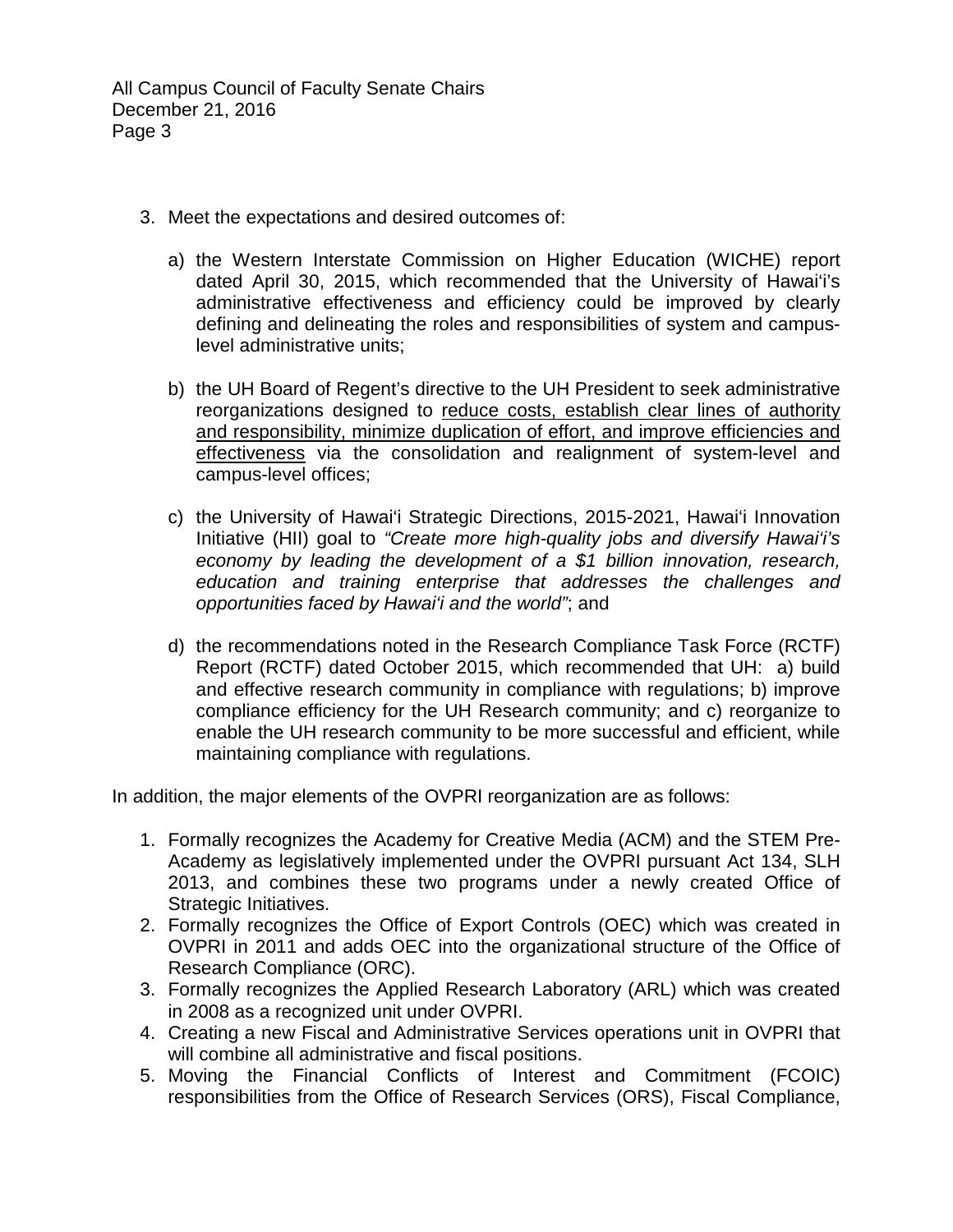3. Meet the expectations and desired outcomes of:

   a) the Western Interstate Commission on Higher Education (WICHE) report dated April 30, 2015, which recommended that the University of Hawai'i's administrative effectiveness and efficiency could be improved by clearly defining and delineating the roles and responsibilities of system and campus-level administrative units;

   b) the UH Board of Regent's directive to the UH President to seek administrative reorganizations designed to <u>reduce costs, establish clear lines of authority and responsibility, minimize duplication of effort, and improve efficiencies and effectiveness</u> via the consolidation and realignment of system-level and campus-level offices;

   c) the University of Hawai'i Strategic Directions, 2015-2021, Hawai'i Innovation Initiative (HII) goal to *"Create more high-quality jobs and diversify Hawai'i's economy by leading the development of a $1 billion innovation, research, education and training enterprise that addresses the challenges and opportunities faced by Hawai'i and the world"*; and

   d) the recommendations noted in the Research Compliance Task Force (RCTF) Report (RCTF) dated October 2015, which recommended that UH: a) build and effective research community in compliance with regulations; b) improve compliance efficiency for the UH Research community; and c) reorganize to enable the UH research community to be more successful and efficient, while maintaining compliance with regulations.

In addition, the major elements of the OVPRI reorganization are as follows:

1. Formally recognizes the Academy for Creative Media (ACM) and the STEM Pre-Academy as legislatively implemented under the OVPRI pursuant Act 134, SLH 2013, and combines these two programs under a newly created Office of Strategic Initiatives.
2. Formally recognizes the Office of Export Controls (OEC) which was created in OVPRI in 2011 and adds OEC into the organizational structure of the Office of Research Compliance (ORC).
3. Formally recognizes the Applied Research Laboratory (ARL) which was created in 2008 as a recognized unit under OVPRI.
4. Creating a new Fiscal and Administrative Services operations unit in OVPRI that will combine all administrative and fiscal positions.
5. Moving the Financial Conflicts of Interest and Commitment (FCOIC) responsibilities from the Office of Research Services (ORS), Fiscal Compliance,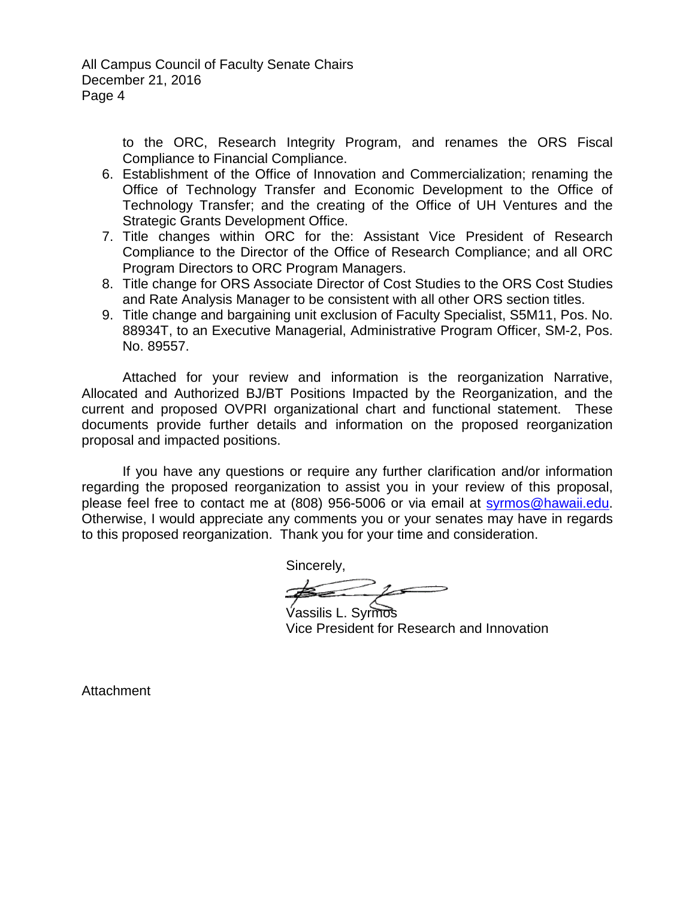to the ORC, Research Integrity Program, and renames the ORS Fiscal Compliance to Financial Compliance.

6. Establishment of the Office of Innovation and Commercialization; renaming the Office of Technology Transfer and Economic Development to the Office of Technology Transfer; and the creating of the Office of UH Ventures and the Strategic Grants Development Office.
7. Title changes within ORC for the: Assistant Vice President of Research Compliance to the Director of the Office of Research Compliance; and all ORC Program Directors to ORC Program Managers.
8. Title change for ORS Associate Director of Cost Studies to the ORS Cost Studies and Rate Analysis Manager to be consistent with all other ORS section titles.
9. Title change and bargaining unit exclusion of Faculty Specialist, S5M11, Pos. No. 88934T, to an Executive Managerial, Administrative Program Officer, SM-2, Pos. No. 89557.

Attached for your review and information is the reorganization Narrative, Allocated and Authorized BJ/BT Positions Impacted by the Reorganization, and the current and proposed OVPRI organizational chart and functional statement. These documents provide further details and information on the proposed reorganization proposal and impacted positions.

If you have any questions or require any further clarification and/or information regarding the proposed reorganization to assist you in your review of this proposal, please feel free to contact me at (808) 956-5006 or via email at syrmos@hawaii.edu. Otherwise, I would appreciate any comments you or your senates may have in regards to this proposed reorganization. Thank you for your time and consideration.

Sincerely,

Vassilis L. Syrmos
Vice President for Research and Innovation

Attachment